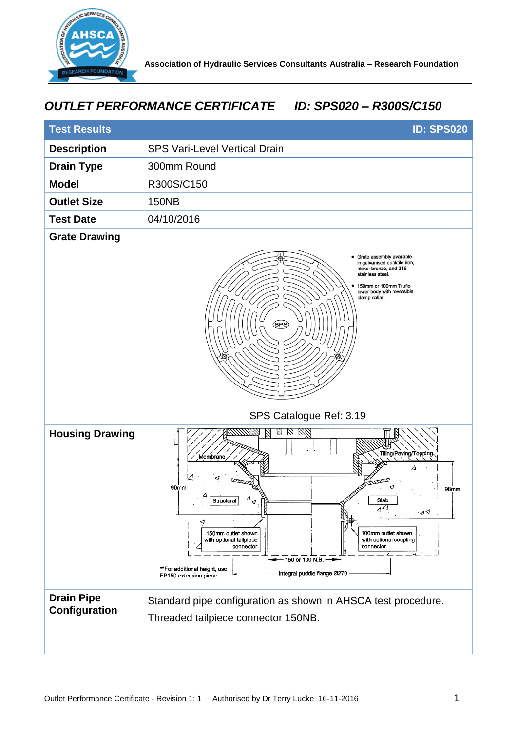Association of Hydraulic Services Consultants Australia – Research Foundation

# *OUTLET PERFORMANCE CERTIFICATE ID: SPS020 – R300S/C150*

| **Test Results** | **ID: SPS020** |
|---|---|
| **Description** | SPS Vari-Level Vertical Drain |
| **Drain Type** | 300mm Round |
| **Model** | R300S/C150 |
| **Outlet Size** | 150NB |
| **Test Date** | 04/10/2016 |
| **Grate Drawing** | • Grate assembly available in galvanised ducktile iron, nickel-bronze, and 316 stainless steel.<br>• 150mm or 100mm Truflo lower body with reversible clamp collar.<br>SPS Catalogue Ref: 3.19 |
| **Housing Drawing** | Membrane; Tiling/Paving/Topping; 90mm; 98mm; Structural; Slab; 150mm outlet shown with optional tailpiece connector; 100mm outlet shown with optional coupling connector; 150 or 100 N.B.; **For additional height, use EP150 extension piece; Integral puddle flange Ø270 |
| **Drain Pipe Configuration** | Standard pipe configuration as shown in AHSCA test procedure.<br>Threaded tailpiece connector 150NB. |

Outlet Performance Certificate - Revision 1: 1 Authorised by Dr Terry Lucke 16-11-2016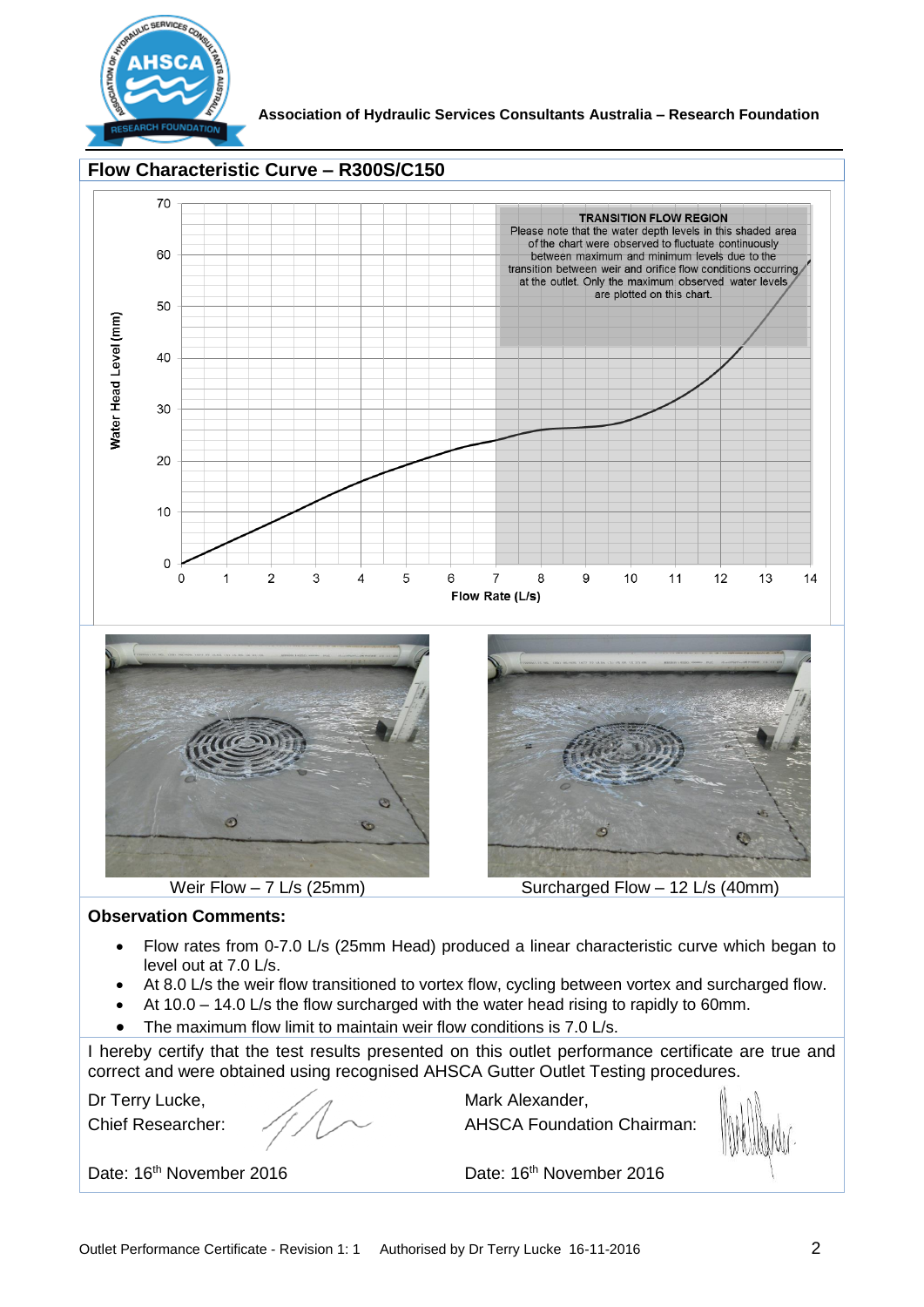Association of Hydraulic Services Consultants Australia – Research Foundation

## Flow Characteristic Curve – R300S/C150

TRANSITION FLOW REGION
Please note that the water depth levels in this shaded area of the chart were observed to fluctuate continuously between maximum and minimum levels due to the transition between weir and orifice flow conditions occurring at the outlet. Only the maximum observed water levels are plotted on this chart.

Water Head Level (mm)

0
10
20
30
40
50
60
70

Flow Rate (L/s)

0 1 2 3 4 5 6 7 8 9 10 11 12 13 14

Weir Flow – 7 L/s (25mm)

Surcharged Flow – 12 L/s (40mm)

**Observation Comments:**

- Flow rates from 0-7.0 L/s (25mm Head) produced a linear characteristic curve which began to level out at 7.0 L/s.
- At 8.0 L/s the weir flow transitioned to vortex flow, cycling between vortex and surcharged flow.
- At 10.0 – 14.0 L/s the flow surcharged with the water head rising to rapidly to 60mm.
- The maximum flow limit to maintain weir flow conditions is 7.0 L/s.

I hereby certify that the test results presented on this outlet performance certificate are true and correct and were obtained using recognised AHSCA Gutter Outlet Testing procedures.

Dr Terry Lucke,
Chief Researcher:

Date: 16th November 2016

Mark Alexander,
AHSCA Foundation Chairman:

Date: 16th November 2016

Outlet Performance Certificate - Revision 1: 1 Authorised by Dr Terry Lucke 16-11-2016